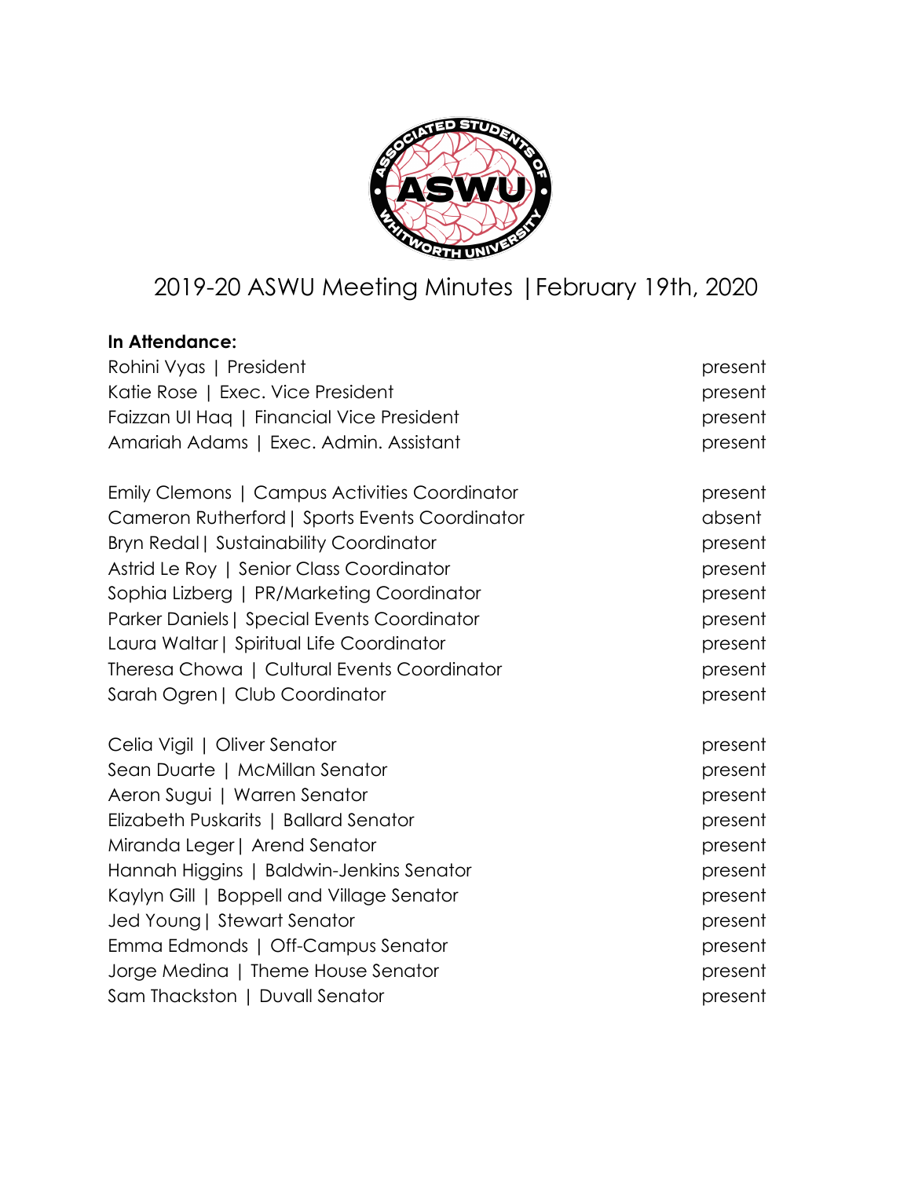# 2019-20 ASWU Meeting Minutes | February 19th, 2020

**In Attendance:**

| | |
|---|---|
| Rohini Vyas \| President | present |
| Katie Rose \| Exec. Vice President | present |
| Faizzan Ul Haq \| Financial Vice President | present |
| Amariah Adams \| Exec. Admin. Assistant | present |
| Emily Clemons \| Campus Activities Coordinator | present |
| Cameron Rutherford \| Sports Events Coordinator | absent |
| Bryn Redal \| Sustainability Coordinator | present |
| Astrid Le Roy \| Senior Class Coordinator | present |
| Sophia Lizberg \| PR/Marketing Coordinator | present |
| Parker Daniels \| Special Events Coordinator | present |
| Laura Waltar \| Spiritual Life Coordinator | present |
| Theresa Chowa \| Cultural Events Coordinator | present |
| Sarah Ogren \| Club Coordinator | present |
| Celia Vigil \| Oliver Senator | present |
| Sean Duarte \| McMillan Senator | present |
| Aeron Sugui \| Warren Senator | present |
| Elizabeth Puskarits \| Ballard Senator | present |
| Miranda Leger \| Arend Senator | present |
| Hannah Higgins \| Baldwin-Jenkins Senator | present |
| Kaylyn Gill \| Boppell and Village Senator | present |
| Jed Young \| Stewart Senator | present |
| Emma Edmonds \| Off-Campus Senator | present |
| Jorge Medina \| Theme House Senator | present |
| Sam Thackston \| Duvall Senator | present |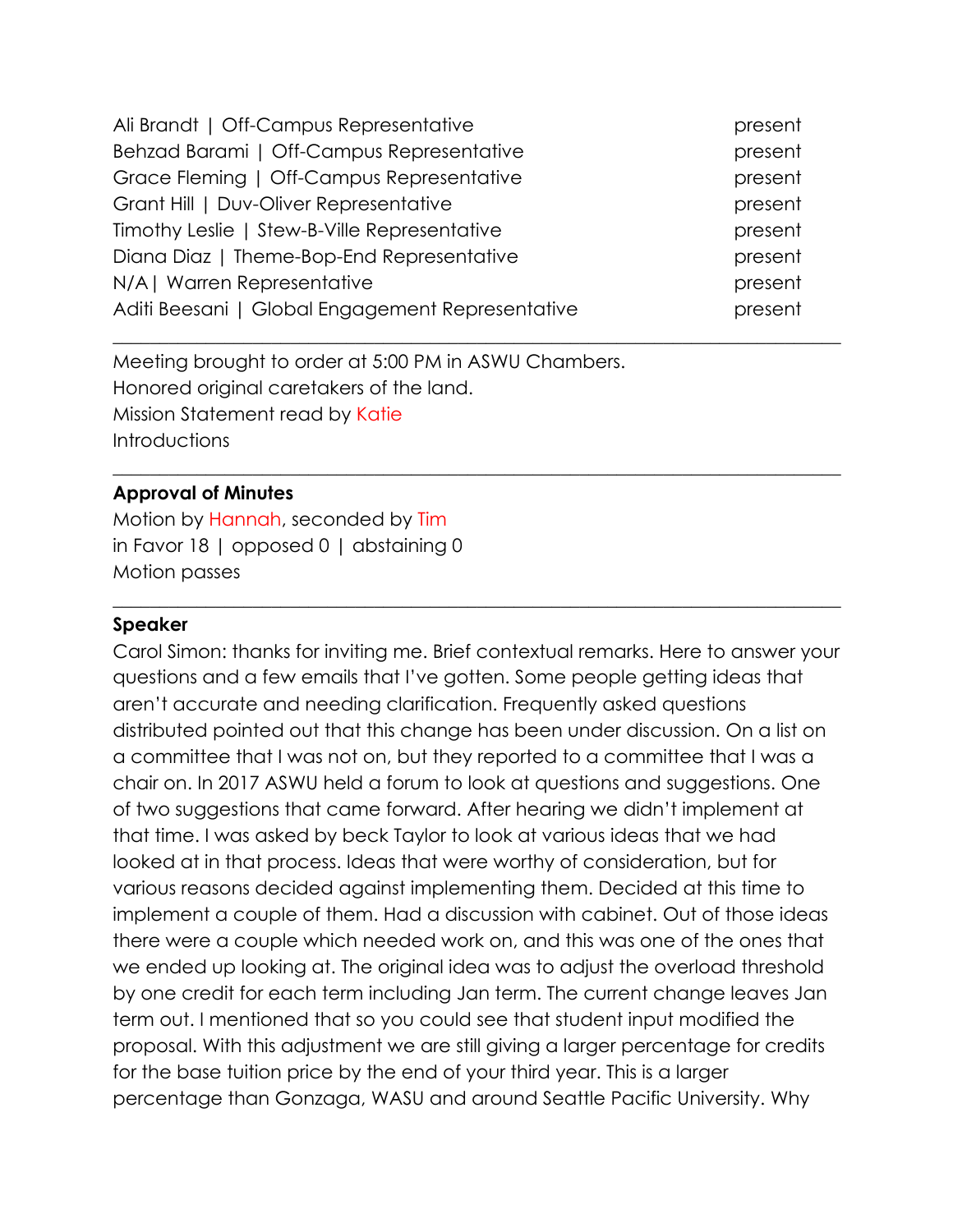| | |
|---|---|
| Ali Brandt \| Off-Campus Representative | present |
| Behzad Barami \| Off-Campus Representative | present |
| Grace Fleming \| Off-Campus Representative | present |
| Grant Hill \| Duv-Oliver Representative | present |
| Timothy Leslie \| Stew-B-Ville Representative | present |
| Diana Diaz \| Theme-Bop-End Representative | present |
| N/A \| Warren Representative | present |
| Aditi Beesani \| Global Engagement Representative | present |

---

Meeting brought to order at 5:00 PM in ASWU Chambers.
Honored original caretakers of the land.
Mission Statement read by Katie
Introductions

---

**Approval of Minutes**
Motion by Hannah, seconded by Tim
in Favor 18 | opposed 0 | abstaining 0
Motion passes

---

**Speaker**
Carol Simon: thanks for inviting me. Brief contextual remarks. Here to answer your questions and a few emails that I've gotten. Some people getting ideas that aren't accurate and needing clarification. Frequently asked questions distributed pointed out that this change has been under discussion. On a list on a committee that I was not on, but they reported to a committee that I was a chair on. In 2017 ASWU held a forum to look at questions and suggestions. One of two suggestions that came forward. After hearing we didn't implement at that time. I was asked by beck Taylor to look at various ideas that we had looked at in that process. Ideas that were worthy of consideration, but for various reasons decided against implementing them. Decided at this time to implement a couple of them. Had a discussion with cabinet. Out of those ideas there were a couple which needed work on, and this was one of the ones that we ended up looking at. The original idea was to adjust the overload threshold by one credit for each term including Jan term. The current change leaves Jan term out. I mentioned that so you could see that student input modified the proposal. With this adjustment we are still giving a larger percentage for credits for the base tuition price by the end of your third year. This is a larger percentage than Gonzaga, WASU and around Seattle Pacific University. Why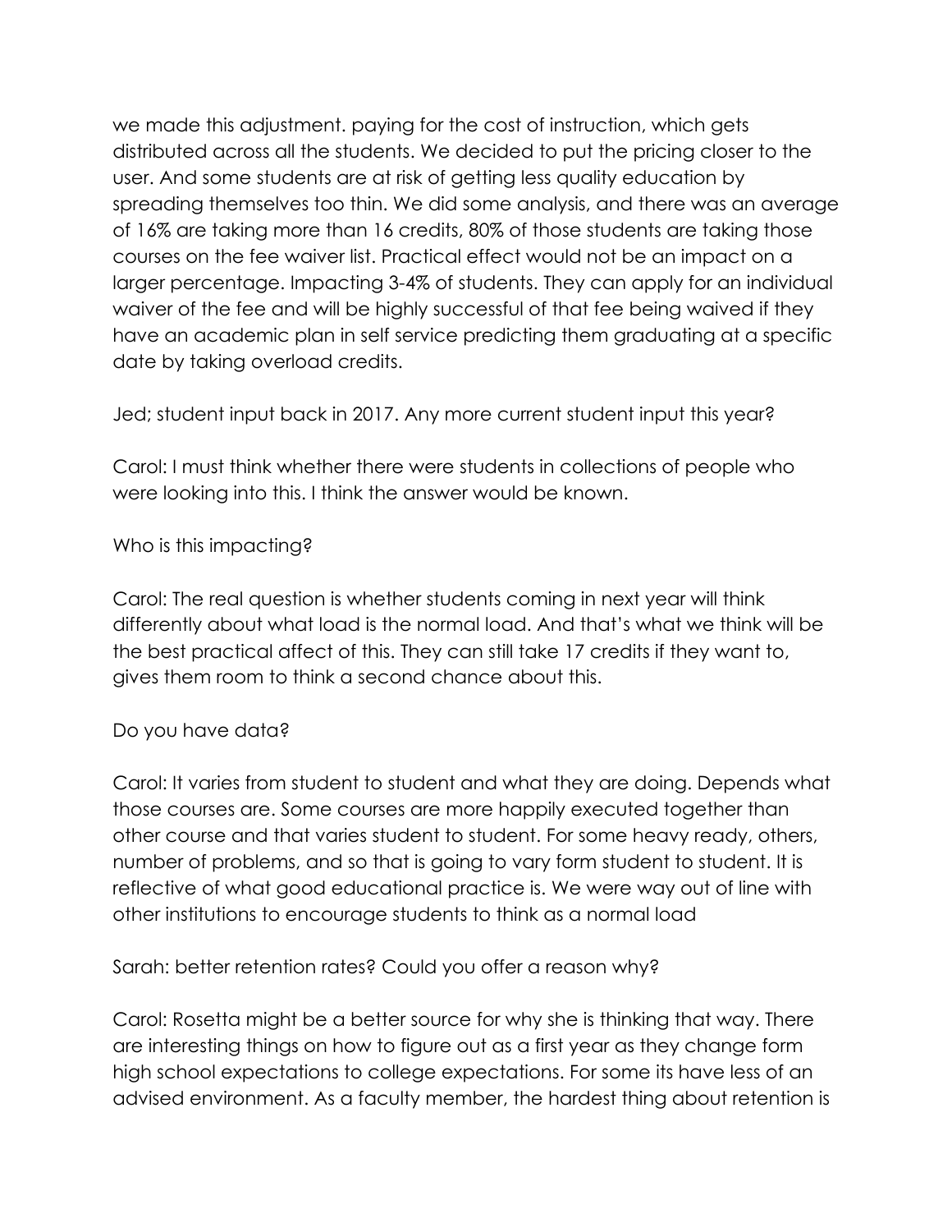we made this adjustment. paying for the cost of instruction, which gets distributed across all the students. We decided to put the pricing closer to the user. And some students are at risk of getting less quality education by spreading themselves too thin. We did some analysis, and there was an average of 16% are taking more than 16 credits, 80% of those students are taking those courses on the fee waiver list. Practical effect would not be an impact on a larger percentage. Impacting 3-4% of students. They can apply for an individual waiver of the fee and will be highly successful of that fee being waived if they have an academic plan in self service predicting them graduating at a specific date by taking overload credits.

Jed; student input back in 2017. Any more current student input this year?

Carol: I must think whether there were students in collections of people who were looking into this. I think the answer would be known.

Who is this impacting?

Carol: The real question is whether students coming in next year will think differently about what load is the normal load. And that's what we think will be the best practical affect of this. They can still take 17 credits if they want to, gives them room to think a second chance about this.

Do you have data?

Carol: It varies from student to student and what they are doing. Depends what those courses are. Some courses are more happily executed together than other course and that varies student to student. For some heavy ready, others, number of problems, and so that is going to vary form student to student. It is reflective of what good educational practice is. We were way out of line with other institutions to encourage students to think as a normal load

Sarah: better retention rates? Could you offer a reason why?

Carol: Rosetta might be a better source for why she is thinking that way. There are interesting things on how to figure out as a first year as they change form high school expectations to college expectations. For some its have less of an advised environment. As a faculty member, the hardest thing about retention is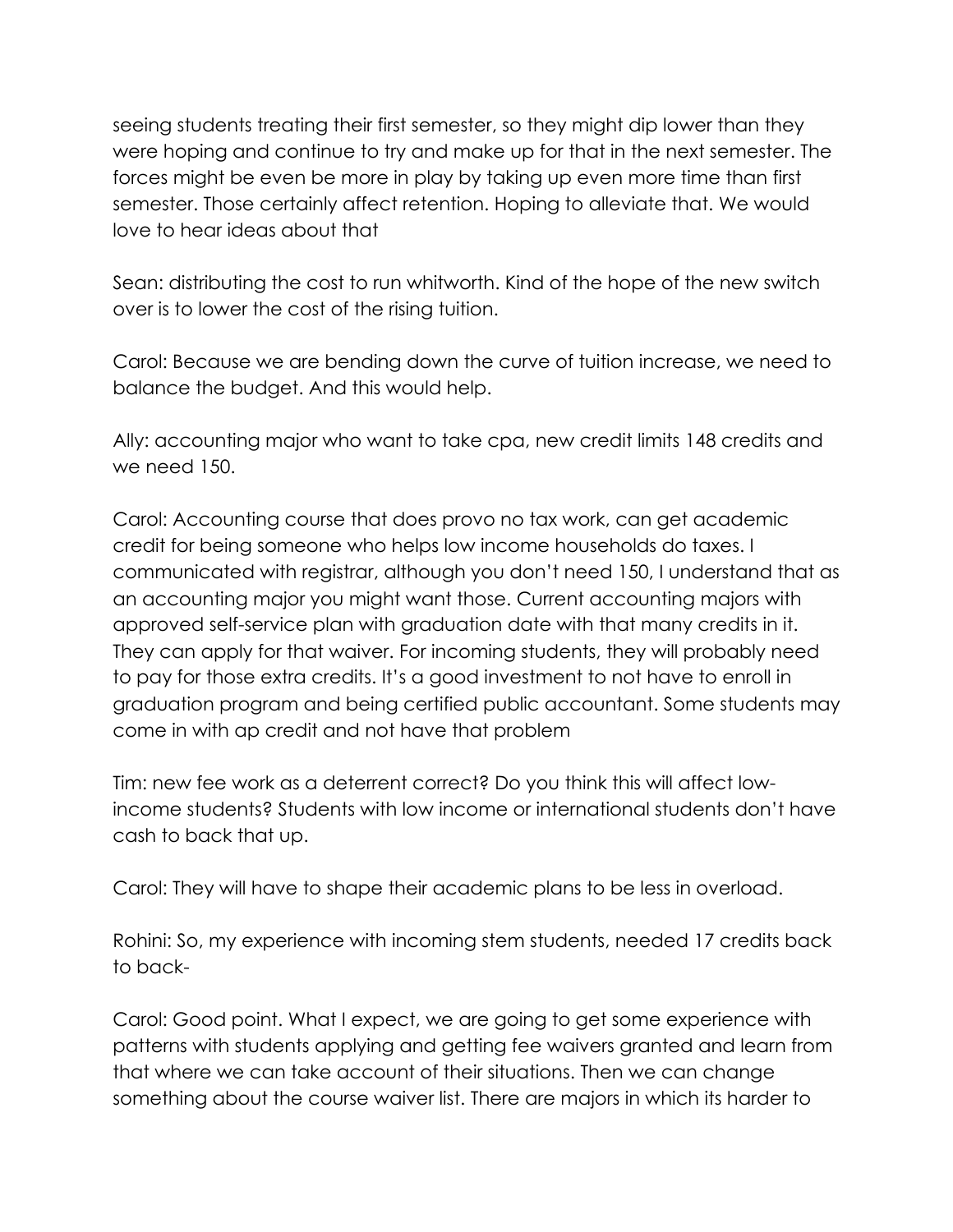seeing students treating their first semester, so they might dip lower than they were hoping and continue to try and make up for that in the next semester. The forces might be even be more in play by taking up even more time than first semester. Those certainly affect retention. Hoping to alleviate that. We would love to hear ideas about that

Sean: distributing the cost to run whitworth. Kind of the hope of the new switch over is to lower the cost of the rising tuition.

Carol: Because we are bending down the curve of tuition increase, we need to balance the budget. And this would help.

Ally: accounting major who want to take cpa, new credit limits 148 credits and we need 150.

Carol: Accounting course that does provo no tax work, can get academic credit for being someone who helps low income households do taxes. I communicated with registrar, although you don't need 150, I understand that as an accounting major you might want those. Current accounting majors with approved self-service plan with graduation date with that many credits in it. They can apply for that waiver. For incoming students, they will probably need to pay for those extra credits. It's a good investment to not have to enroll in graduation program and being certified public accountant. Some students may come in with ap credit and not have that problem

Tim: new fee work as a deterrent correct? Do you think this will affect low-income students? Students with low income or international students don't have cash to back that up.

Carol: They will have to shape their academic plans to be less in overload.

Rohini: So, my experience with incoming stem students, needed 17 credits back to back-

Carol: Good point. What I expect, we are going to get some experience with patterns with students applying and getting fee waivers granted and learn from that where we can take account of their situations. Then we can change something about the course waiver list. There are majors in which its harder to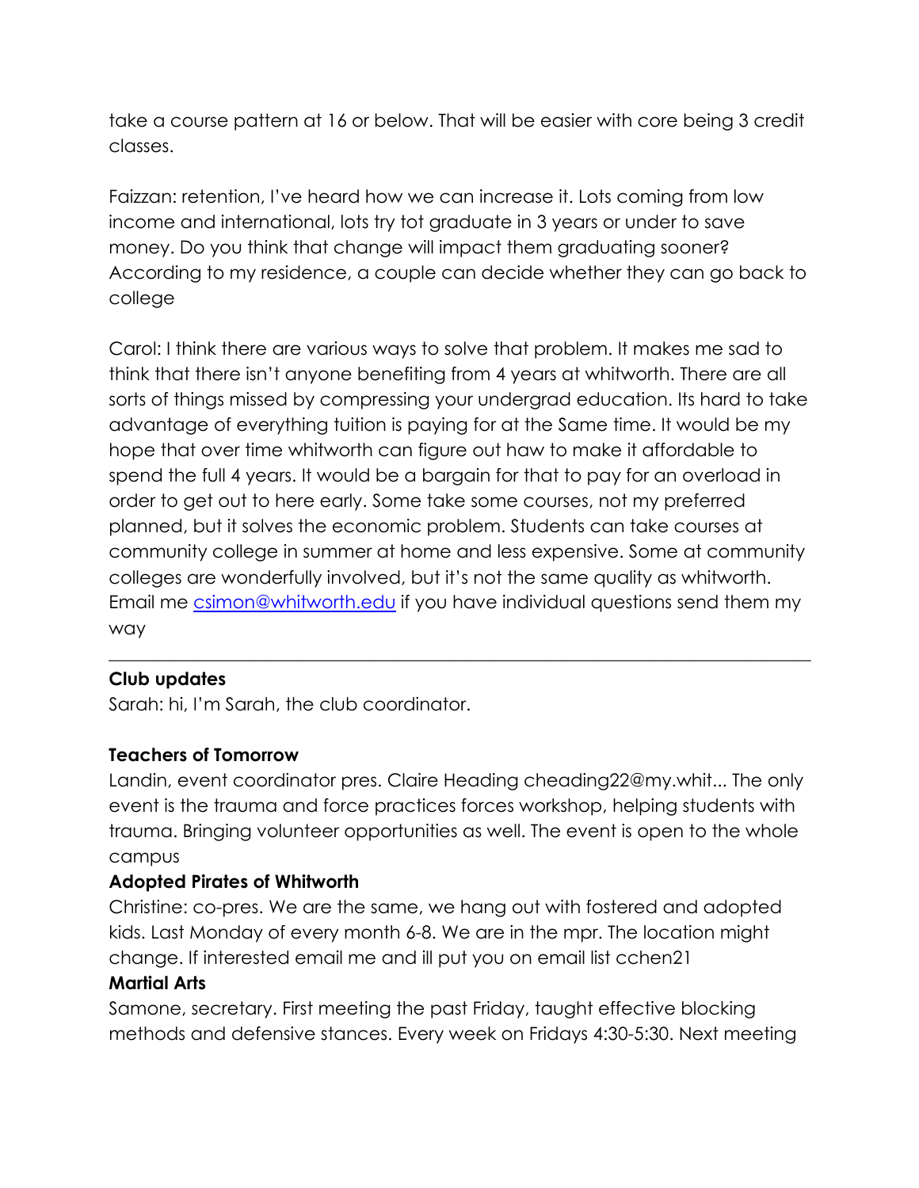take a course pattern at 16 or below. That will be easier with core being 3 credit classes.

Faizzan: retention, I've heard how we can increase it. Lots coming from low income and international, lots try tot graduate in 3 years or under to save money. Do you think that change will impact them graduating sooner? According to my residence, a couple can decide whether they can go back to college

Carol: I think there are various ways to solve that problem. It makes me sad to think that there isn't anyone benefiting from 4 years at whitworth. There are all sorts of things missed by compressing your undergrad education. Its hard to take advantage of everything tuition is paying for at the Same time. It would be my hope that over time whitworth can figure out haw to make it affordable to spend the full 4 years. It would be a bargain for that to pay for an overload in order to get out to here early. Some take some courses, not my preferred planned, but it solves the economic problem. Students can take courses at community college in summer at home and less expensive. Some at community colleges are wonderfully involved, but it's not the same quality as whitworth. Email me csimon@whitworth.edu if you have individual questions send them my way

---

**Club updates**

Sarah: hi, I'm Sarah, the club coordinator.

**Teachers of Tomorrow**

Landin, event coordinator pres. Claire Heading cheading22@my.whit... The only event is the trauma and force practices forces workshop, helping students with trauma. Bringing volunteer opportunities as well. The event is open to the whole campus

**Adopted Pirates of Whitworth**

Christine: co-pres. We are the same, we hang out with fostered and adopted kids. Last Monday of every month 6-8. We are in the mpr. The location might change. If interested email me and ill put you on email list cchen21

**Martial Arts**

Samone, secretary. First meeting the past Friday, taught effective blocking methods and defensive stances. Every week on Fridays 4:30-5:30. Next meeting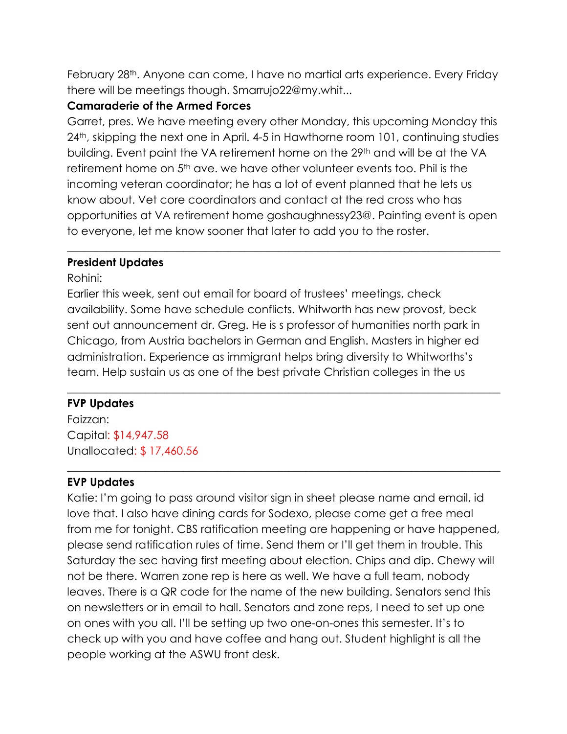February 28th. Anyone can come, I have no martial arts experience. Every Friday there will be meetings though. Smarrujo22@my.whit...

**Camaraderie of the Armed Forces**

Garret, pres. We have meeting every other Monday, this upcoming Monday this 24th, skipping the next one in April. 4-5 in Hawthorne room 101, continuing studies building. Event paint the VA retirement home on the 29th and will be at the VA retirement home on 5th ave. we have other volunteer events too. Phil is the incoming veteran coordinator; he has a lot of event planned that he lets us know about. Vet core coordinators and contact at the red cross who has opportunities at VA retirement home goshaughnessy23@. Painting event is open to everyone, let me know sooner that later to add you to the roster.

---

**President Updates**

Rohini:

Earlier this week, sent out email for board of trustees' meetings, check availability. Some have schedule conflicts. Whitworth has new provost, beck sent out announcement dr. Greg. He is s professor of humanities north park in Chicago, from Austria bachelors in German and English. Masters in higher ed administration. Experience as immigrant helps bring diversity to Whitworths's team. Help sustain us as one of the best private Christian colleges in the us

---

**FVP Updates**

Faizzan:

Capital: $14,947.58

Unallocated: $ 17,460.56

---

**EVP Updates**

Katie: I'm going to pass around visitor sign in sheet please name and email, id love that. I also have dining cards for Sodexo, please come get a free meal from me for tonight. CBS ratification meeting are happening or have happened, please send ratification rules of time. Send them or I'll get them in trouble. This Saturday the sec having first meeting about election. Chips and dip. Chewy will not be there. Warren zone rep is here as well. We have a full team, nobody leaves. There is a QR code for the name of the new building. Senators send this on newsletters or in email to hall. Senators and zone reps, I need to set up one on ones with you all. I'll be setting up two one-on-ones this semester. It's to check up with you and have coffee and hang out. Student highlight is all the people working at the ASWU front desk.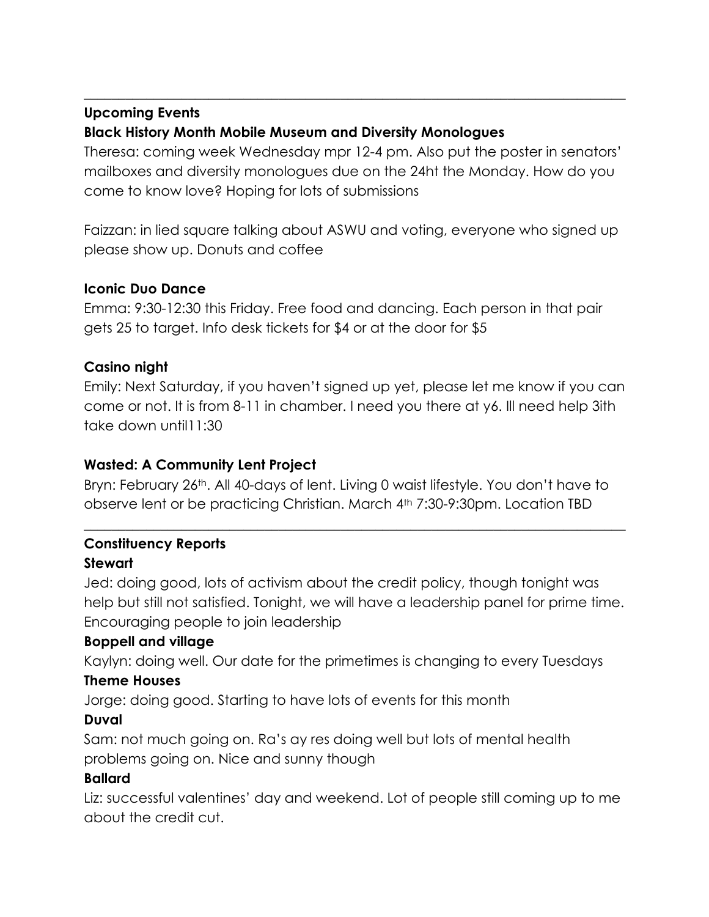---

**Upcoming Events**

**Black History Month Mobile Museum and Diversity Monologues**

Theresa: coming week Wednesday mpr 12-4 pm. Also put the poster in senators' mailboxes and diversity monologues due on the 24ht the Monday. How do you come to know love? Hoping for lots of submissions

Faizzan: in lied square talking about ASWU and voting, everyone who signed up please show up. Donuts and coffee

**Iconic Duo Dance**

Emma: 9:30-12:30 this Friday. Free food and dancing. Each person in that pair gets 25 to target. Info desk tickets for $4 or at the door for $5

**Casino night**

Emily: Next Saturday, if you haven't signed up yet, please let me know if you can come or not. It is from 8-11 in chamber. I need you there at y6. Ill need help 3ith take down until11:30

**Wasted: A Community Lent Project**

Bryn: February 26th. All 40-days of lent. Living 0 waist lifestyle. You don't have to observe lent or be practicing Christian. March 4th 7:30-9:30pm. Location TBD

---

**Constituency Reports**

**Stewart**

Jed: doing good, lots of activism about the credit policy, though tonight was help but still not satisfied. Tonight, we will have a leadership panel for prime time. Encouraging people to join leadership

**Boppell and village**

Kaylyn: doing well. Our date for the primetimes is changing to every Tuesdays

**Theme Houses**

Jorge: doing good. Starting to have lots of events for this month

**Duval**

Sam: not much going on. Ra's ay res doing well but lots of mental health problems going on. Nice and sunny though

**Ballard**

Liz: successful valentines' day and weekend. Lot of people still coming up to me about the credit cut.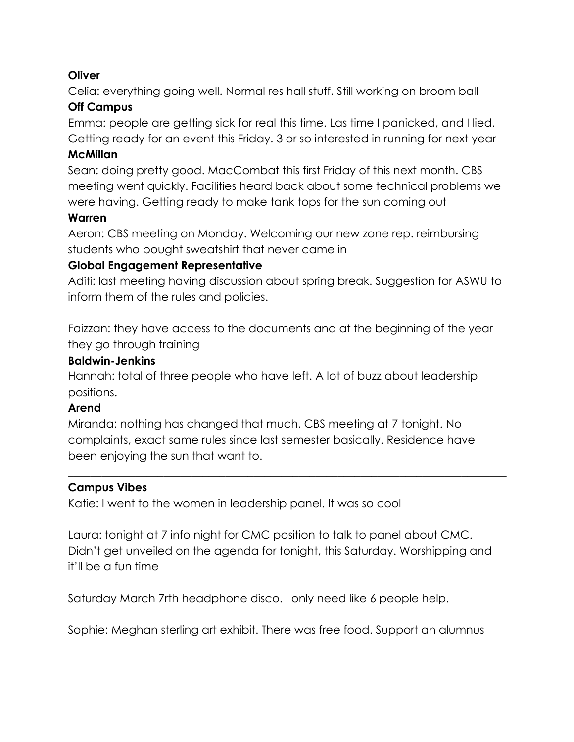**Oliver**

Celia: everything going well. Normal res hall stuff. Still working on broom ball

**Off Campus**

Emma: people are getting sick for real this time. Las time I panicked, and I lied. Getting ready for an event this Friday. 3 or so interested in running for next year

**McMillan**

Sean: doing pretty good. MacCombat this first Friday of this next month. CBS meeting went quickly. Facilities heard back about some technical problems we were having. Getting ready to make tank tops for the sun coming out

**Warren**

Aeron: CBS meeting on Monday. Welcoming our new zone rep. reimbursing students who bought sweatshirt that never came in

**Global Engagement Representative**

Aditi: last meeting having discussion about spring break. Suggestion for ASWU to inform them of the rules and policies.

Faizzan: they have access to the documents and at the beginning of the year they go through training

**Baldwin-Jenkins**

Hannah: total of three people who have left. A lot of buzz about leadership positions.

**Arend**

Miranda: nothing has changed that much. CBS meeting at 7 tonight. No complaints, exact same rules since last semester basically. Residence have been enjoying the sun that want to.

---

**Campus Vibes**

Katie: I went to the women in leadership panel. It was so cool

Laura: tonight at 7 info night for CMC position to talk to panel about CMC. Didn't get unveiled on the agenda for tonight, this Saturday. Worshipping and it'll be a fun time

Saturday March 7rth headphone disco. I only need like 6 people help.

Sophie: Meghan sterling art exhibit. There was free food. Support an alumnus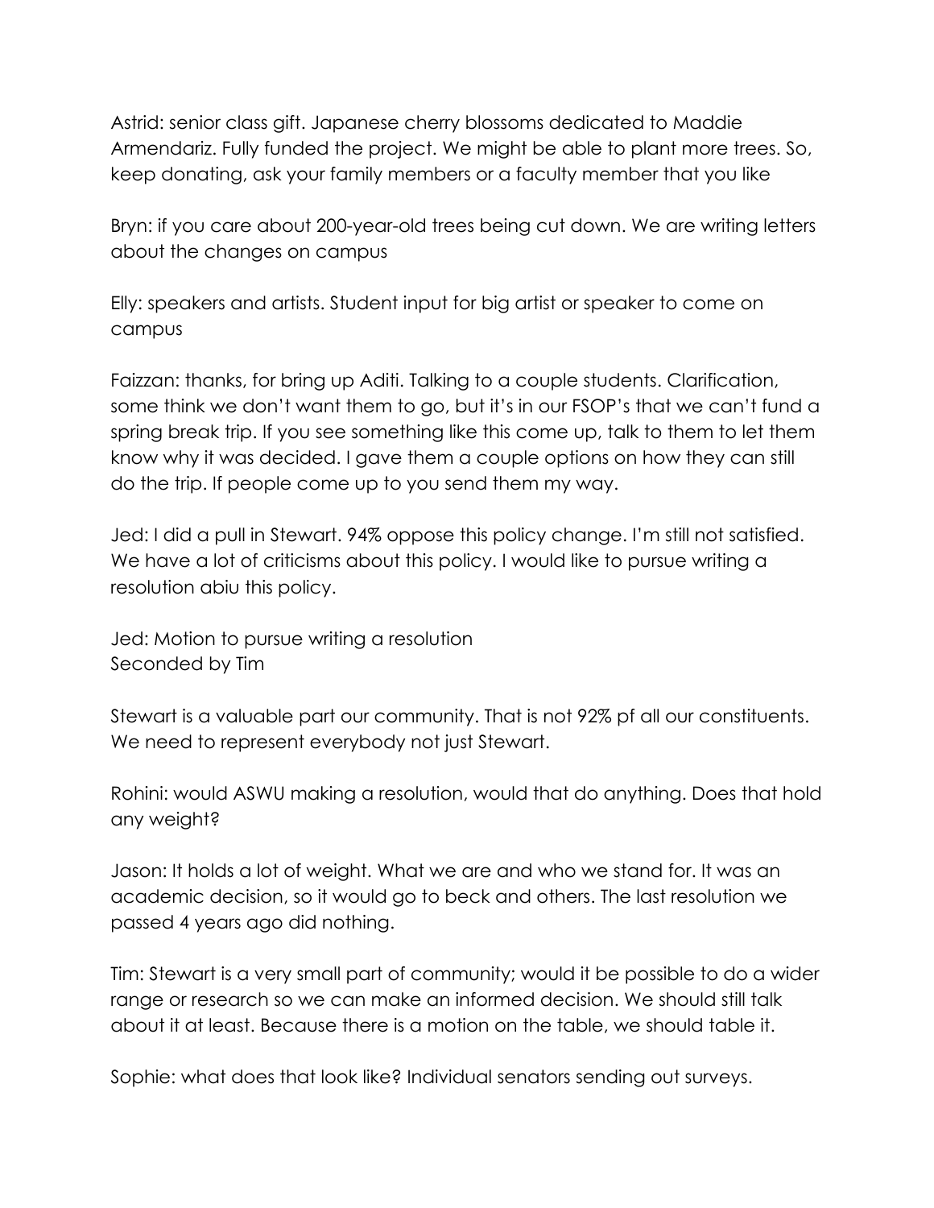Astrid: senior class gift. Japanese cherry blossoms dedicated to Maddie Armendariz. Fully funded the project. We might be able to plant more trees. So, keep donating, ask your family members or a faculty member that you like

Bryn: if you care about 200-year-old trees being cut down. We are writing letters about the changes on campus

Elly: speakers and artists. Student input for big artist or speaker to come on campus

Faizzan: thanks, for bring up Aditi. Talking to a couple students. Clarification, some think we don't want them to go, but it's in our FSOP's that we can't fund a spring break trip. If you see something like this come up, talk to them to let them know why it was decided. I gave them a couple options on how they can still do the trip. If people come up to you send them my way.

Jed: I did a pull in Stewart. 94% oppose this policy change. I'm still not satisfied. We have a lot of criticisms about this policy. I would like to pursue writing a resolution abiu this policy.

Jed: Motion to pursue writing a resolution
Seconded by Tim

Stewart is a valuable part our community. That is not 92% pf all our constituents. We need to represent everybody not just Stewart.

Rohini: would ASWU making a resolution, would that do anything. Does that hold any weight?

Jason: It holds a lot of weight. What we are and who we stand for. It was an academic decision, so it would go to beck and others. The last resolution we passed 4 years ago did nothing.

Tim: Stewart is a very small part of community; would it be possible to do a wider range or research so we can make an informed decision. We should still talk about it at least. Because there is a motion on the table, we should table it.

Sophie: what does that look like? Individual senators sending out surveys.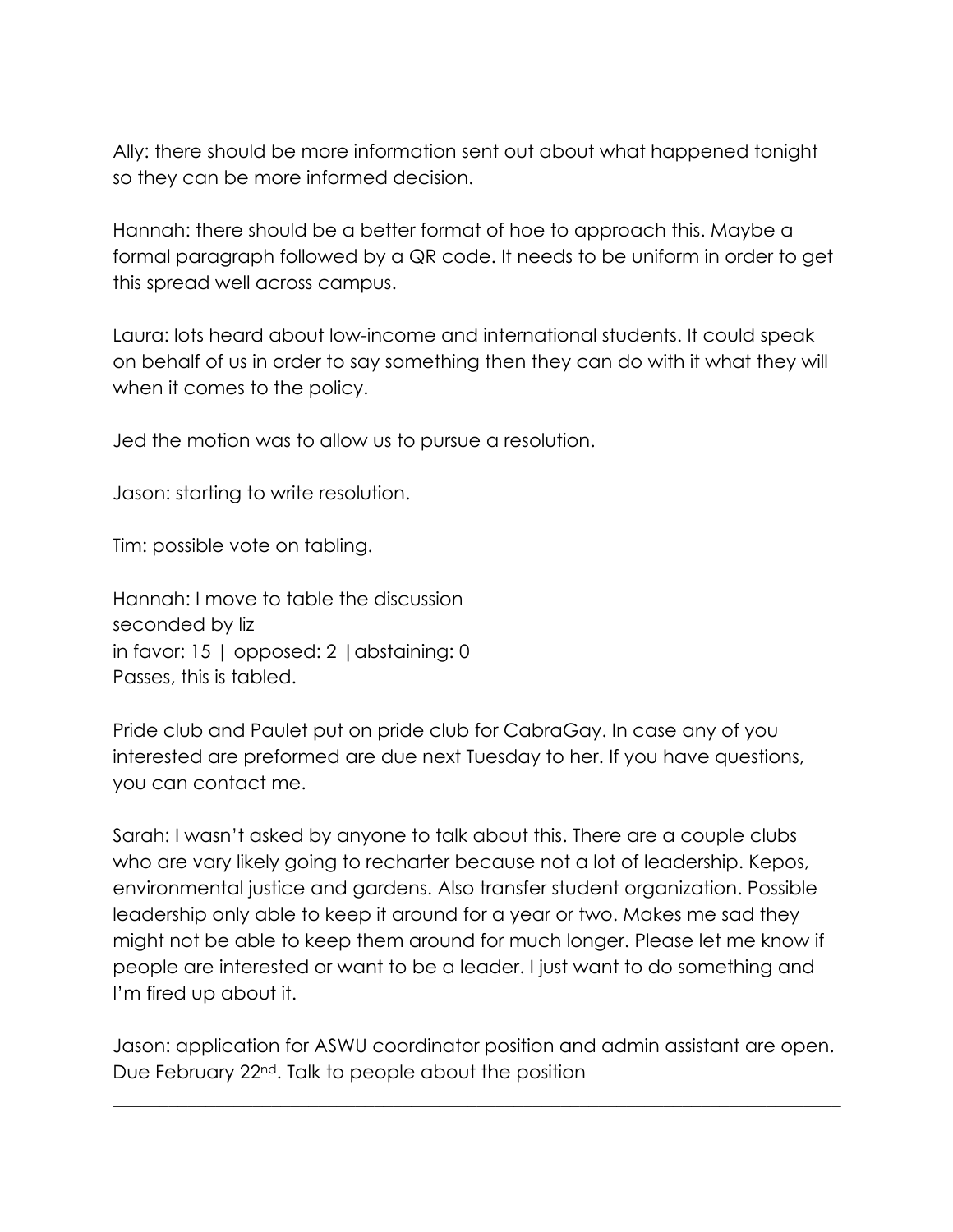Ally: there should be more information sent out about what happened tonight so they can be more informed decision.

Hannah: there should be a better format of hoe to approach this. Maybe a formal paragraph followed by a QR code. It needs to be uniform in order to get this spread well across campus.

Laura: lots heard about low-income and international students. It could speak on behalf of us in order to say something then they can do with it what they will when it comes to the policy.

Jed the motion was to allow us to pursue a resolution.

Jason: starting to write resolution.

Tim: possible vote on tabling.

Hannah: I move to table the discussion
seconded by liz
in favor: 15 | opposed: 2 |abstaining: 0
Passes, this is tabled.

Pride club and Paulet put on pride club for CabraGay. In case any of you interested are preformed are due next Tuesday to her. If you have questions, you can contact me.

Sarah: I wasn't asked by anyone to talk about this. There are a couple clubs who are vary likely going to recharter because not a lot of leadership. Kepos, environmental justice and gardens. Also transfer student organization. Possible leadership only able to keep it around for a year or two. Makes me sad they might not be able to keep them around for much longer. Please let me know if people are interested or want to be a leader. I just want to do something and I'm fired up about it.

Jason: application for ASWU coordinator position and admin assistant are open. Due February 22nd. Talk to people about the position

---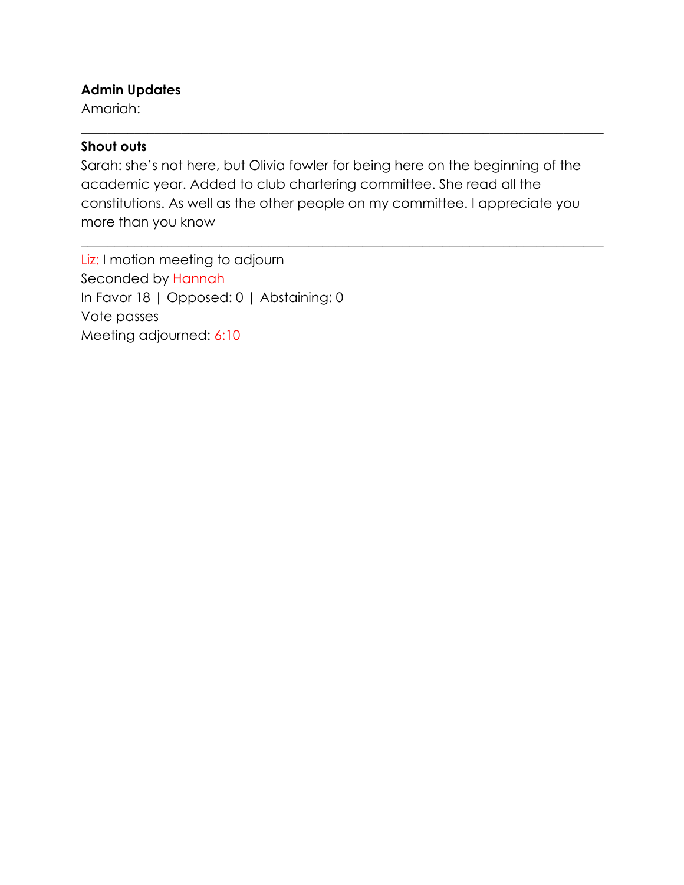**Admin Updates**

Amariah:

---

**Shout outs**

Sarah: she's not here, but Olivia fowler for being here on the beginning of the academic year. Added to club chartering committee. She read all the constitutions. As well as the other people on my committee. I appreciate you more than you know

---

Liz: I motion meeting to adjourn

Seconded by Hannah

In Favor 18 | Opposed: 0 | Abstaining: 0

Vote passes

Meeting adjourned: 6:10